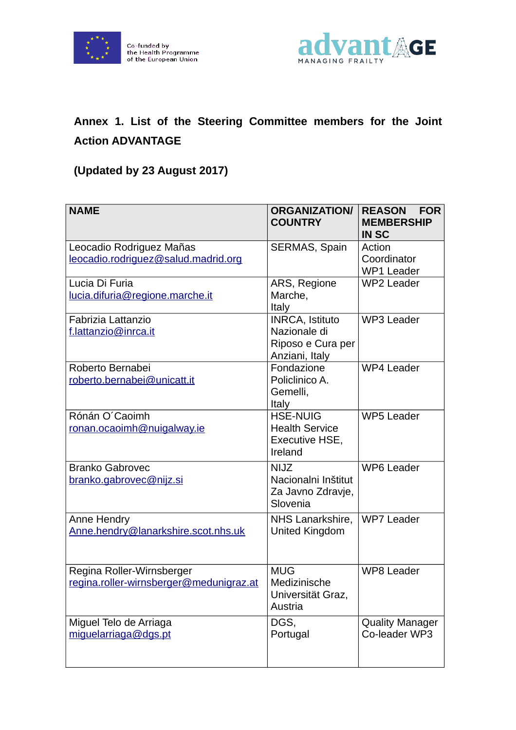Co-funded by the Health Programme of the European Union

advantAGE MANAGING FRAILTY

## Annex 1. List of the Steering Committee members for the Joint Action ADVANTAGE

**(Updated by 23 August 2017)**

| NAME | ORGANIZATION/ COUNTRY | REASON FOR MEMBERSHIP IN SC |
|---|---|---|
| Leocadio Rodriguez Mañas leocadio.rodriguez@salud.madrid.org | SERMAS, Spain | Action Coordinator WP1 Leader |
| Lucia Di Furia lucia.difuria@regione.marche.it | ARS, Regione Marche, Italy | WP2 Leader |
| Fabrizia Lattanzio f.lattanzio@inrca.it | INRCA, Istituto Nazionale di Riposo e Cura per Anziani, Italy | WP3 Leader |
| Roberto Bernabei roberto.bernabei@unicatt.it | Fondazione Policlinico A. Gemelli, Italy | WP4 Leader |
| Rónán O´Caoimh ronan.ocaoimh@nuigalway.ie | HSE-NUIG Health Service Executive HSE, Ireland | WP5 Leader |
| Branko Gabrovec branko.gabrovec@nijz.si | NIJZ Nacionalni Inštitut Za Javno Zdravje, Slovenia | WP6 Leader |
| Anne Hendry Anne.hendry@lanarkshire.scot.nhs.uk | NHS Lanarkshire, United Kingdom | WP7 Leader |
| Regina Roller-Wirnsberger regina.roller-wirnsberger@medunigraz.at | MUG Medizinische Universität Graz, Austria | WP8 Leader |
| Miguel Telo de Arriaga miguelarriaga@dgs.pt | DGS, Portugal | Quality Manager Co-leader WP3 |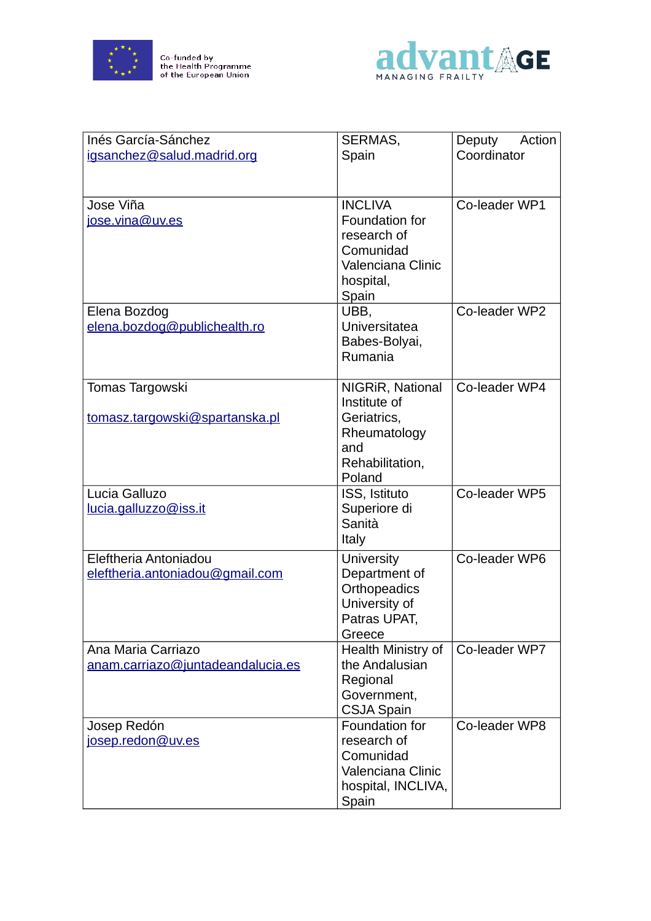| Inés García-Sánchez igsanchez@salud.madrid.org | SERMAS, Spain | Deputy Action Coordinator |
|---|---|---|
| Jose Viña jose.vina@uv.es | INCLIVA Foundation for research of Comunidad Valenciana Clinic hospital, Spain | Co-leader WP1 |
| Elena Bozdog elena.bozdog@publichealth.ro | UBB, Universitatea Babes-Bolyai, Rumania | Co-leader WP2 |
| Tomas Targowski tomasz.targowski@spartanska.pl | NIGRiR, National Institute of Geriatrics, Rheumatology and Rehabilitation, Poland | Co-leader WP4 |
| Lucia Galluzo lucia.galluzzo@iss.it | ISS, Istituto Superiore di Sanità Italy | Co-leader WP5 |
| Eleftheria Antoniadou eleftheria.antoniadou@gmail.com | University Department of Orthopeadics University of Patras UPAT, Greece | Co-leader WP6 |
| Ana Maria Carriazo anam.carriazo@juntadeandalucia.es | Health Ministry of the Andalusian Regional Government, CSJA Spain | Co-leader WP7 |
| Josep Redón josep.redon@uv.es | Foundation for research of Comunidad Valenciana Clinic hospital, INCLIVA, Spain | Co-leader WP8 |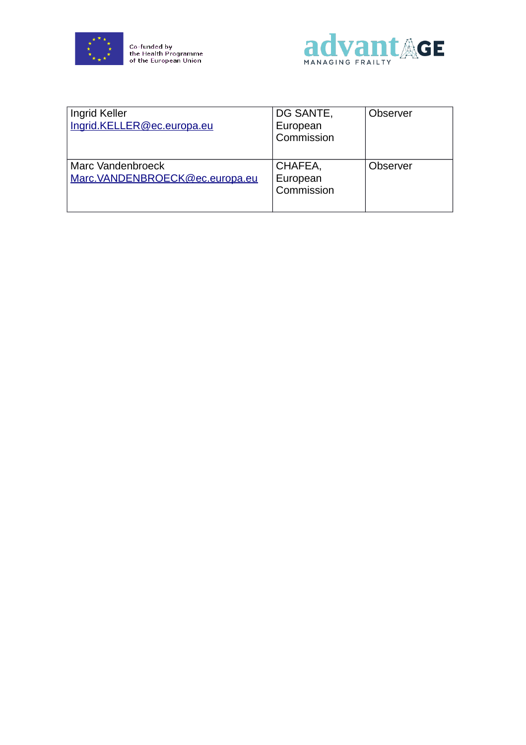| | | |
|---|---|---|
| Ingrid Keller<br>Ingrid.KELLER@ec.europa.eu | DG SANTE, European Commission | Observer |
| Marc Vandenbroeck<br>Marc.VANDENBROECK@ec.europa.eu | CHAFEA, European Commission | Observer |